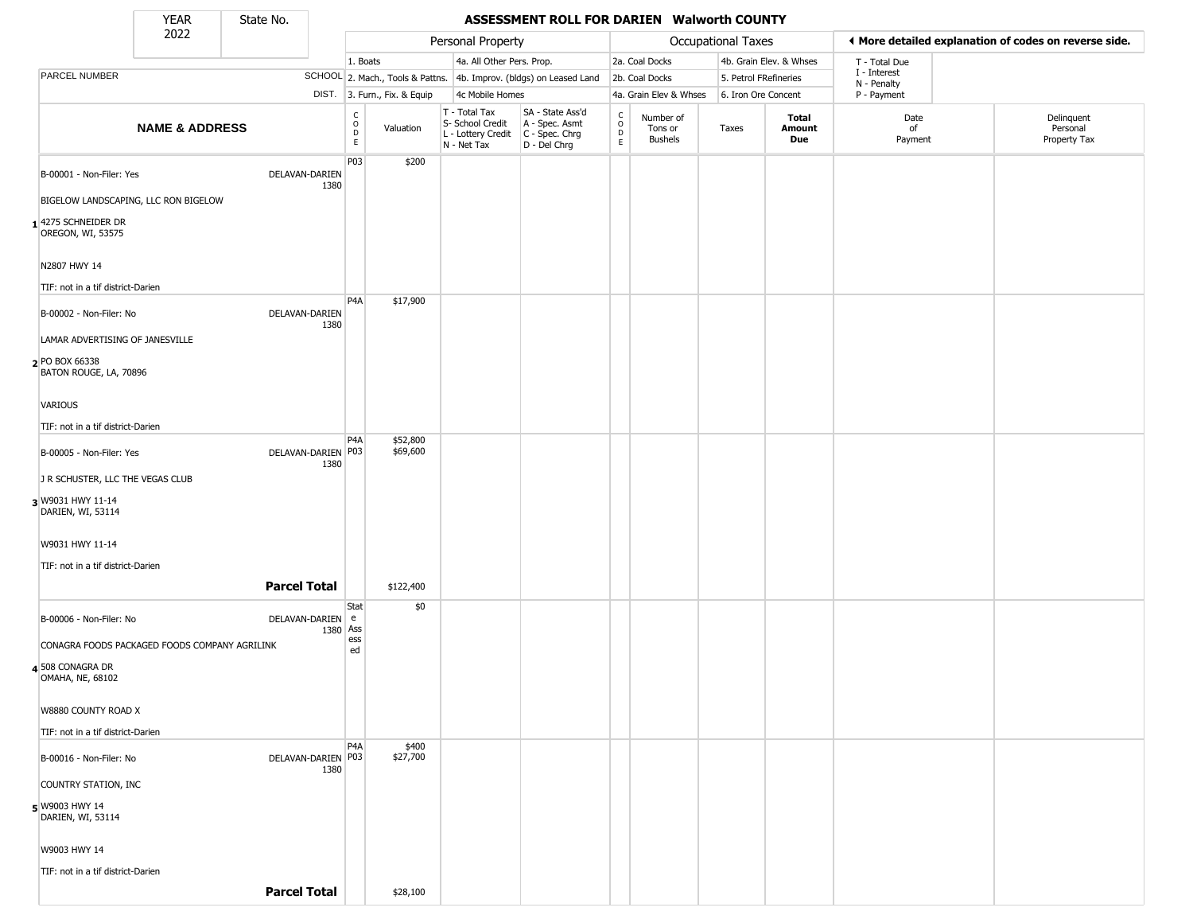| YEAR 2022 | State No. |
|---|---|

# ASSESSMENT ROLL FOR DARIEN Walworth COUNTY

| PARCEL NUMBER | SCHOOL DIST. | Personal Property | | | | | Occupational Taxes | | | | | ◄ More detailed explanation of codes on reverse side. | |
|---|---|---|---|---|---|---|---|---|---|---|---|---|---|
| | | 1. Boats<br>2. Mach., Tools & Pattns.<br>3. Furn., Fix. & Equip | | 4a. All Other Pers. Prop.<br>4b. Improv. (bldgs) on Leased Land<br>4c Mobile Homes | | | 2a. Coal Docks<br>2b. Coal Docks<br>4a. Grain Elev & Whses | | 4b. Grain Elev. & Whses<br>5. Petrol FRefineries<br>6. Iron Ore Concent | | | T - Total Due<br>I - Interest<br>N - Penalty<br>P - Payment | |
| **NAME & ADDRESS** | | CODE | Valuation | T - Total Tax<br>S- School Credit<br>L - Lottery Credit<br>N - Net Tax | SA - State Ass'd<br>A - Spec. Asmt<br>C - Spec. Chrg<br>D - Del Chrg | CODE | Number of Tons or Bushels | Taxes | **Total Amount Due** | | | Date of Payment | Delinquent Personal Property Tax |
| **1** B-00001 - Non-Filer: Yes<br>BIGELOW LANDSCAPING, LLC RON BIGELOW<br>4275 SCHNEIDER DR<br>OREGON, WI, 53575<br>N2807 HWY 14<br>TIF: not in a tif district-Darien | DELAVAN-DARIEN 1380 | P03 | $200 | | | | | | | | | | |
| **2** B-00002 - Non-Filer: No<br>LAMAR ADVERTISING OF JANESVILLE<br>PO BOX 66338<br>BATON ROUGE, LA, 70896<br>VARIOUS<br>TIF: not in a tif district-Darien | DELAVAN-DARIEN 1380 | P4A | $17,900 | | | | | | | | | | |
| **3** B-00005 - Non-Filer: Yes<br>J R SCHUSTER, LLC THE VEGAS CLUB<br>W9031 HWY 11-14<br>DARIEN, WI, 53114<br>W9031 HWY 11-14<br>TIF: not in a tif district-Darien | DELAVAN-DARIEN 1380 | P4A<br>P03 | $52,800<br>$69,600 | | | | | | | | | | |
| **Parcel Total** | | | $122,400 | | | | | | | | | | |
| **4** B-00006 - Non-Filer: No<br>CONAGRA FOODS PACKAGED FOODS COMPANY AGRILINK<br>508 CONAGRA DR<br>OMAHA, NE, 68102<br>W8880 COUNTY ROAD X<br>TIF: not in a tif district-Darien | DELAVAN-DARIEN 1380 | State Assessed | $0 | | | | | | | | | | |
| **5** B-00016 - Non-Filer: No<br>COUNTRY STATION, INC<br>W9003 HWY 14<br>DARIEN, WI, 53114<br>W9003 HWY 14<br>TIF: not in a tif district-Darien | DELAVAN-DARIEN 1380 | P4A<br>P03 | $400<br>$27,700 | | | | | | | | | | |
| **Parcel Total** | | | $28,100 | | | | | | | | | | |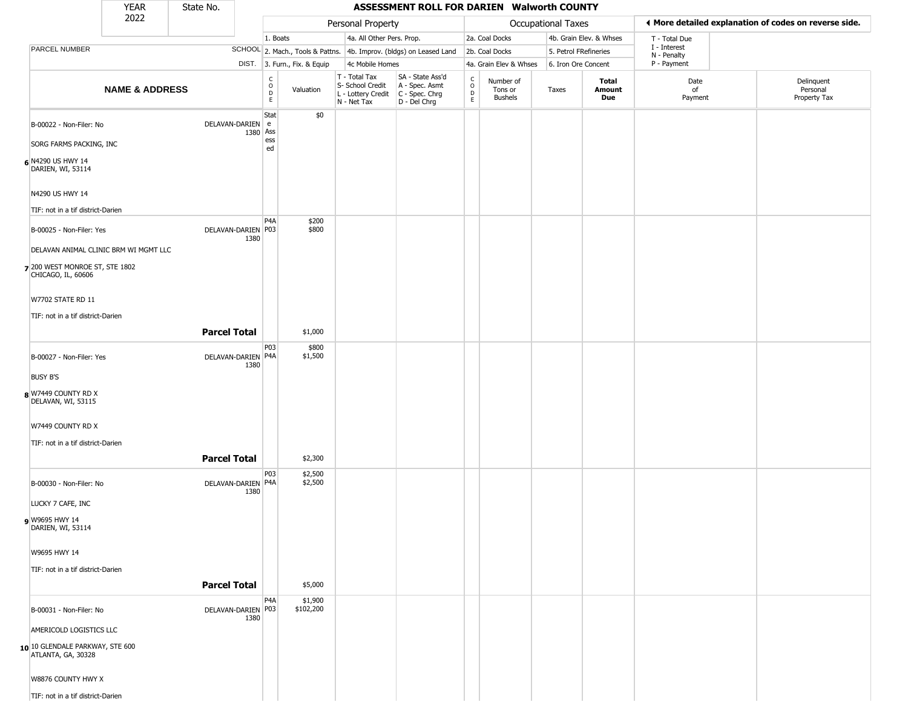| YEAR 2022 | State No. |
|---|---|

## ASSESSMENT ROLL FOR DARIEN Walworth COUNTY

| PARCEL NUMBER / NAME & ADDRESS | SCHOOL DIST. | CODE | Valuation | T - Total Tax, S- School Credit, L - Lottery Credit, N - Net Tax | SA - State Ass'd, A - Spec. Asmt, C - Spec. Chrg, D - Del Chrg | CODE | Number of Tons or Bushels | Taxes | Total Amount Due | Date of Payment | Delinquent Personal Property Tax |
|---|---|---|---|---|---|---|---|---|---|---|---|
| | | Personal Property: 1. Boats; 2. Mach., Tools & Pattns.; 3. Furn., Fix. & Equip; 4a. All Other Pers. Prop.; 4b. Improv. (bldgs) on Leased Land; 4c Mobile Homes | | | | Occupational Taxes: 2a. Coal Docks; 2b. Coal Docks; 4a. Grain Elev & Whses; 4b. Grain Elev. & Whses; 5. Petrol FRefineries; 6. Iron Ore Concent | | | | More detailed explanation of codes on reverse side. T - Total Due; I - Interest; N - Penalty; P - Payment | |
| 6 B-00022 - Non-Filer: No<br>SORG FARMS PACKING, INC<br>N4290 US HWY 14<br>DARIEN, WI, 53114<br>N4290 US HWY 14<br>TIF: not in a tif district-Darien | DELAVAN-DARIEN 1380 | State Assessed | $0 | | | | | | | | |
| 7 B-00025 - Non-Filer: Yes<br>DELAVAN ANIMAL CLINIC BRM WI MGMT LLC<br>200 WEST MONROE ST, STE 1802<br>CHICAGO, IL, 60606<br>W7702 STATE RD 11<br>TIF: not in a tif district-Darien | DELAVAN-DARIEN 1380 | P4A<br>P03 | $200<br>$800 | | | | | | | | |
| **Parcel Total** | | | $1,000 | | | | | | | | |
| 8 B-00027 - Non-Filer: Yes<br>BUSY B'S<br>W7449 COUNTY RD X<br>DELAVAN, WI, 53115<br>W7449 COUNTY RD X<br>TIF: not in a tif district-Darien | DELAVAN-DARIEN 1380 | P03<br>P4A | $800<br>$1,500 | | | | | | | | |
| **Parcel Total** | | | $2,300 | | | | | | | | |
| 9 B-00030 - Non-Filer: No<br>LUCKY 7 CAFE, INC<br>W9695 HWY 14<br>DARIEN, WI, 53114<br>W9695 HWY 14<br>TIF: not in a tif district-Darien | DELAVAN-DARIEN 1380 | P03<br>P4A | $2,500<br>$2,500 | | | | | | | | |
| **Parcel Total** | | | $5,000 | | | | | | | | |
| 10 B-00031 - Non-Filer: No<br>AMERICOLD LOGISTICS LLC<br>10 GLENDALE PARKWAY, STE 600<br>ATLANTA, GA, 30328<br>W8876 COUNTY HWY X<br>TIF: not in a tif district-Darien | DELAVAN-DARIEN 1380 | P4A<br>P03 | $1,900<br>$102,200 | | | | | | | | |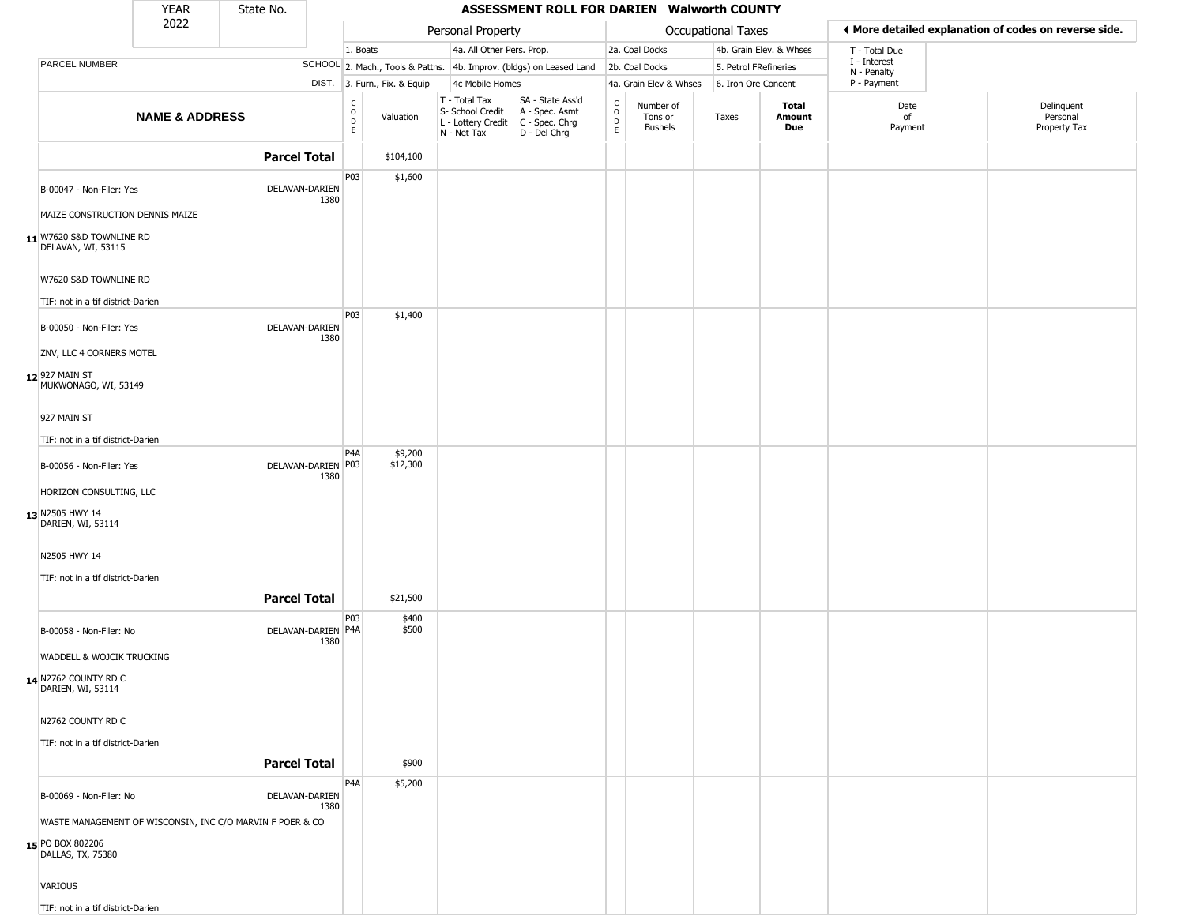# ASSESSMENT ROLL FOR DARIEN Walworth COUNTY

YEAR 2022 | State No.

| | | Personal Property | | | | Occupational Taxes | | | | ◀ More detailed explanation of codes on reverse side. | |
|---|---|---|---|---|---|---|---|---|---|---|---|
| | | 1. Boats | | 4a. All Other Pers. Prop. | | 2a. Coal Docks | | 4b. Grain Elev. & Whses | | T - Total Due | |
| PARCEL NUMBER | SCHOOL | 2. Mach., Tools & Pattns. | | 4b. Improv. (bldgs) on Leased Land | | 2b. Coal Docks | | 5. Petrol FRefineries | | I - Interest, N - Penalty | |
| | DIST. | 3. Furn., Fix. & Equip | | 4c Mobile Homes | | 4a. Grain Elev & Whses | | 6. Iron Ore Concent | | P - Payment | |

| NAME & ADDRESS | | CODE | Valuation | T - Total Tax, S- School Credit, L - Lottery Credit, N - Net Tax | SA - State Ass'd, A - Spec. Asmt, C - Spec. Chrg, D - Del Chrg | CODE | Number of Tons or Bushels | Taxes | Total Amount Due | Date of Payment | Delinquent Personal Property Tax |
|---|---|---|---|---|---|---|---|---|---|---|---|
| | **Parcel Total** | | $104,100 | | | | | | | | |
| **11** B-00047 - Non-Filer: Yes<br>MAIZE CONSTRUCTION DENNIS MAIZE<br>W7620 S&D TOWNLINE RD<br>DELAVAN, WI, 53115<br>W7620 S&D TOWNLINE RD<br>TIF: not in a tif district-Darien | DELAVAN-DARIEN 1380 | P03 | $1,600 | | | | | | | | |
| **12** B-00050 - Non-Filer: Yes<br>ZNV, LLC 4 CORNERS MOTEL<br>927 MAIN ST<br>MUKWONAGO, WI, 53149<br>927 MAIN ST<br>TIF: not in a tif district-Darien | DELAVAN-DARIEN 1380 | P03 | $1,400 | | | | | | | | |
| **13** B-00056 - Non-Filer: Yes<br>HORIZON CONSULTING, LLC<br>N2505 HWY 14<br>DARIEN, WI, 53114<br>N2505 HWY 14<br>TIF: not in a tif district-Darien | DELAVAN-DARIEN 1380 | P4A<br>P03 | $9,200<br>$12,300 | | | | | | | | |
| | **Parcel Total** | | $21,500 | | | | | | | | |
| **14** B-00058 - Non-Filer: No<br>WADDELL & WOJCIK TRUCKING<br>N2762 COUNTY RD C<br>DARIEN, WI, 53114<br>N2762 COUNTY RD C<br>TIF: not in a tif district-Darien | DELAVAN-DARIEN 1380 | P03<br>P4A | $400<br>$500 | | | | | | | | |
| | **Parcel Total** | | $900 | | | | | | | | |
| **15** B-00069 - Non-Filer: No<br>WASTE MANAGEMENT OF WISCONSIN, INC C/O MARVIN F POER & CO<br>PO BOX 802206<br>DALLAS, TX, 75380<br>VARIOUS<br>TIF: not in a tif district-Darien | DELAVAN-DARIEN 1380 | P4A | $5,200 | | | | | | | | |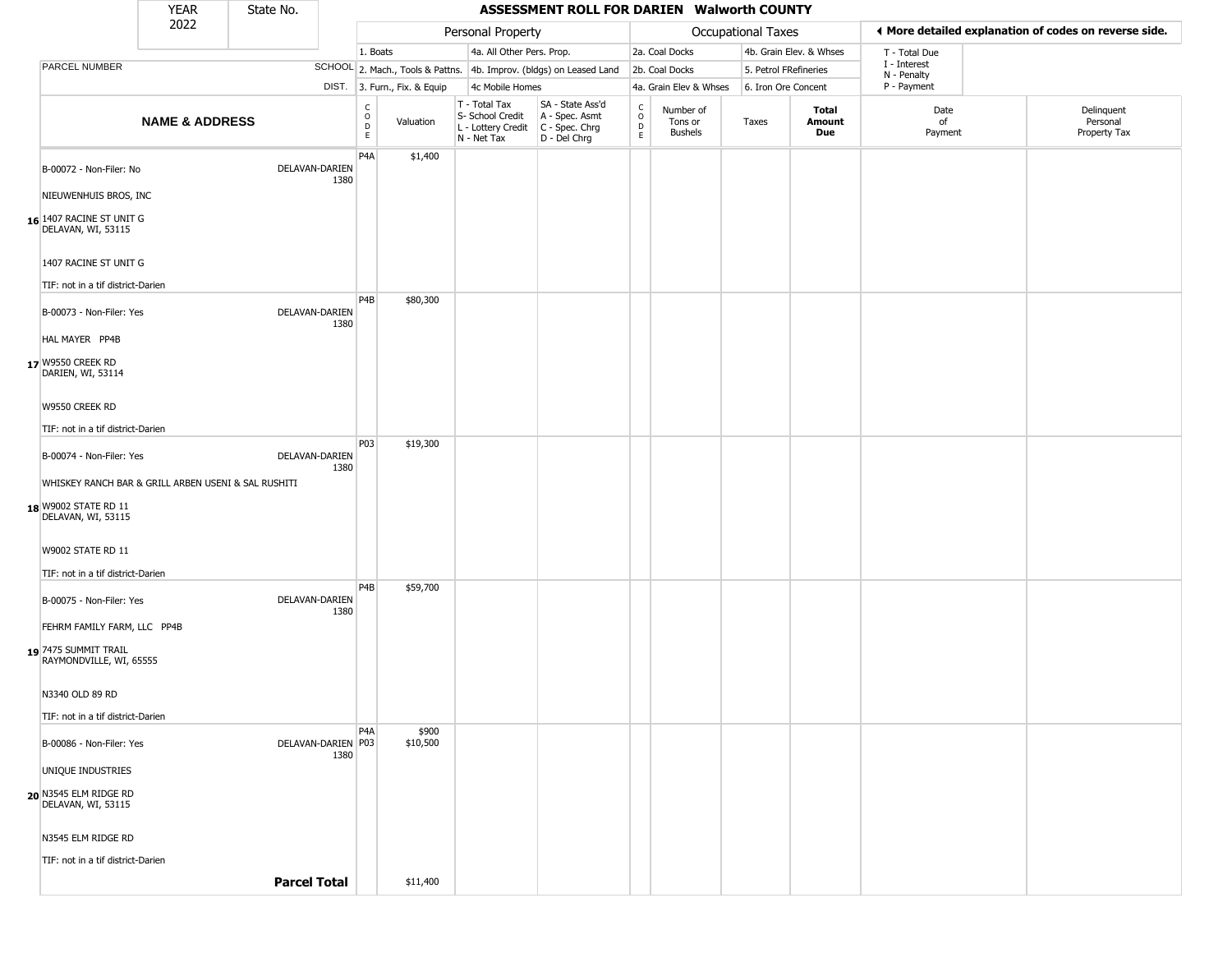# ASSESSMENT ROLL FOR DARIEN Walworth COUNTY

YEAR 2022 | State No.

| PARCEL NUMBER / NAME & ADDRESS | SCHOOL DIST. | CODE | Valuation | T - Total Tax, S- School Credit, L - Lottery Credit, N - Net Tax | SA - State Ass'd, A - Spec. Asmt, C - Spec. Chrg, D - Del Chrg | CODE | Number of Tons or Bushels | Taxes | Total Amount Due | Date of Payment | Delinquent Personal Property Tax |
|---|---|---|---|---|---|---|---|---|---|---|---|
| 16 B-00072 - Non-Filer: No<br>NIEUWENHUIS BROS, INC<br>1407 RACINE ST UNIT G<br>DELAVAN, WI, 53115<br>1407 RACINE ST UNIT G<br>TIF: not in a tif district-Darien | DELAVAN-DARIEN 1380 | P4A | $1,400 | | | | | | | | |
| 17 B-00073 - Non-Filer: Yes<br>HAL MAYER PP4B<br>W9550 CREEK RD<br>DARIEN, WI, 53114<br>W9550 CREEK RD<br>TIF: not in a tif district-Darien | DELAVAN-DARIEN 1380 | P4B | $80,300 | | | | | | | | |
| 18 B-00074 - Non-Filer: Yes<br>WHISKEY RANCH BAR & GRILL ARBEN USENI & SAL RUSHITI<br>W9002 STATE RD 11<br>DELAVAN, WI, 53115<br>W9002 STATE RD 11<br>TIF: not in a tif district-Darien | DELAVAN-DARIEN 1380 | P03 | $19,300 | | | | | | | | |
| 19 B-00075 - Non-Filer: Yes<br>FEHRM FAMILY FARM, LLC PP4B<br>7475 SUMMIT TRAIL<br>RAYMONDVILLE, WI, 65555<br>N3340 OLD 89 RD<br>TIF: not in a tif district-Darien | DELAVAN-DARIEN 1380 | P4B | $59,700 | | | | | | | | |
| 20 B-00086 - Non-Filer: Yes<br>UNIQUE INDUSTRIES<br>N3545 ELM RIDGE RD<br>DELAVAN, WI, 53115<br>N3545 ELM RIDGE RD<br>TIF: not in a tif district-Darien | DELAVAN-DARIEN 1380 | P4A<br>P03 | $900<br>$10,500 | | | | | | | | |
| **Parcel Total** | | | $11,400 | | | | | | | | |

Personal Property codes: 1. Boats; 2. Mach., Tools & Pattns.; 3. Furn., Fix. & Equip; 4a. All Other Pers. Prop.; 4b. Improv. (bldgs) on Leased Land; 4c Mobile Homes

Occupational Taxes codes: 2a. Coal Docks; 2b. Coal Docks; 4a. Grain Elev & Whses; 4b. Grain Elev. & Whses; 5. Petrol FRefineries; 6. Iron Ore Concent

◄ More detailed explanation of codes on reverse side.

T - Total Due, I - Interest, N - Penalty, P - Payment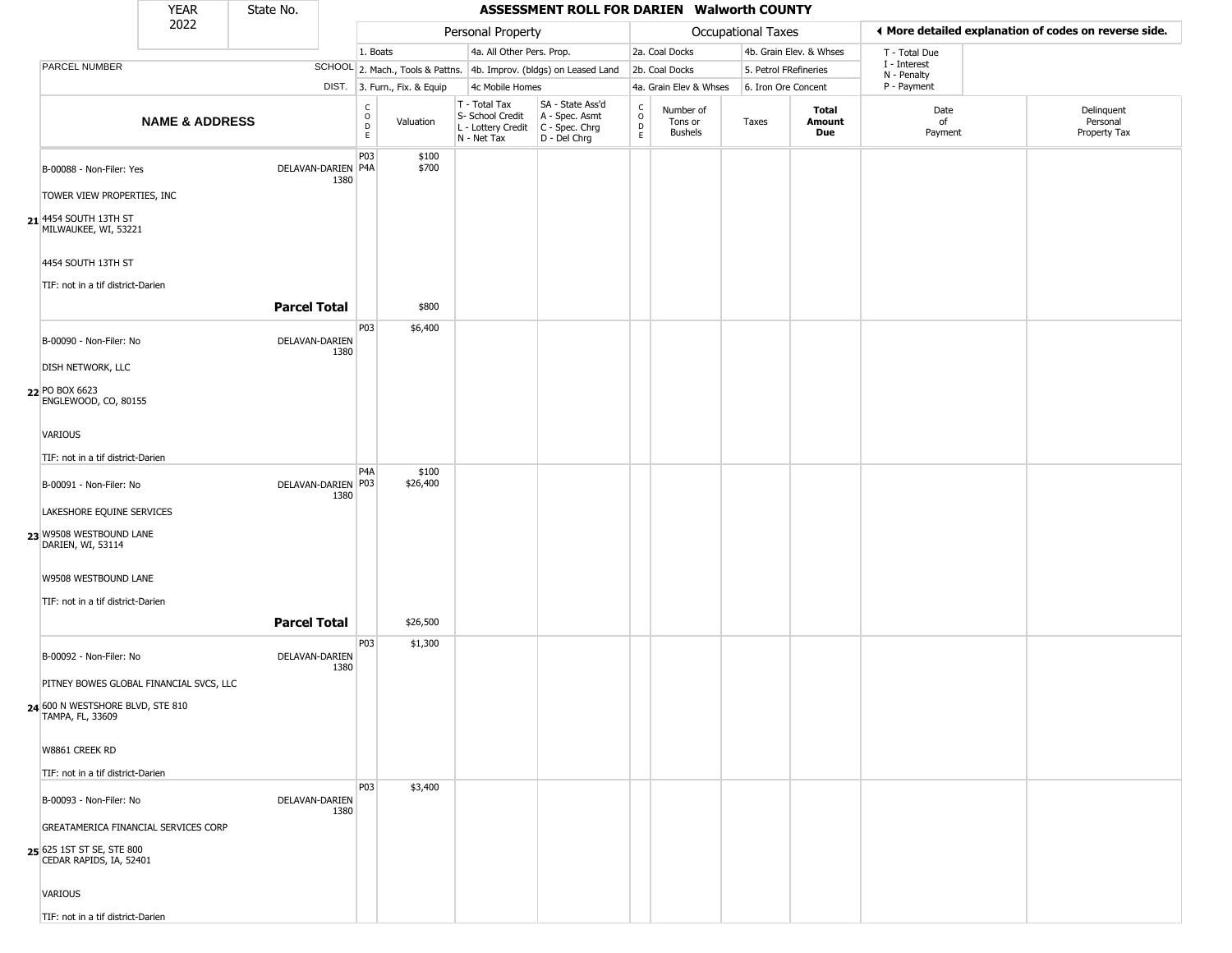| YEAR 2022 | State No. | ASSESSMENT ROLL FOR DARIEN Walworth COUNTY | | | | | | | | | | |
|---|---|---|---|---|---|---|---|---|---|---|---|---|
| | | | Personal Property | | | | Occupational Taxes | | | | ◀ More detailed explanation of codes on reverse side. | |
| | | | 1. Boats | | 4a. All Other Pers. Prop. | | 2a. Coal Docks | | 4b. Grain Elev. & Whses | | T - Total Due | |
| PARCEL NUMBER | SCHOOL | | 2. Mach., Tools & Pattns. | | 4b. Improv. (bldgs) on Leased Land | | 2b. Coal Docks | | 5. Petrol FRefineries | | I - Interest N - Penalty | |
| | DIST. | | 3. Furn., Fix. & Equip | | 4c Mobile Homes | | 4a. Grain Elev & Whses | | 6. Iron Ore Concent | | P - Payment | |

| | NAME & ADDRESS | | CODE | Valuation | T - Total Tax S- School Credit L - Lottery Credit N - Net Tax | SA - State Ass'd A - Spec. Asmt C - Spec. Chrg D - Del Chrg | CODE | Number of Tons or Bushels | Taxes | Total Amount Due | Date of Payment | Delinquent Personal Property Tax |
|---|---|---|---|---|---|---|---|---|---|---|---|---|
| 21 | B-00088 - Non-Filer: Yes<br>TOWER VIEW PROPERTIES, INC<br>4454 SOUTH 13TH ST<br>MILWAUKEE, WI, 53221<br><br>4454 SOUTH 13TH ST<br>TIF: not in a tif district-Darien | DELAVAN-DARIEN 1380 | P03<br>P4A | $100<br>$700 | | | | | | | | |
| | | **Parcel Total** | | $800 | | | | | | | | |
| 22 | B-00090 - Non-Filer: No<br>DISH NETWORK, LLC<br>PO BOX 6623<br>ENGLEWOOD, CO, 80155<br><br>VARIOUS<br>TIF: not in a tif district-Darien | DELAVAN-DARIEN 1380 | P03 | $6,400 | | | | | | | | |
| 23 | B-00091 - Non-Filer: No<br>LAKESHORE EQUINE SERVICES<br>W9508 WESTBOUND LANE<br>DARIEN, WI, 53114<br><br>W9508 WESTBOUND LANE<br>TIF: not in a tif district-Darien | DELAVAN-DARIEN 1380 | P4A<br>P03 | $100<br>$26,400 | | | | | | | | |
| | | **Parcel Total** | | $26,500 | | | | | | | | |
| 24 | B-00092 - Non-Filer: No<br>PITNEY BOWES GLOBAL FINANCIAL SVCS, LLC<br>600 N WESTSHORE BLVD, STE 810<br>TAMPA, FL, 33609<br><br>W8861 CREEK RD<br>TIF: not in a tif district-Darien | DELAVAN-DARIEN 1380 | P03 | $1,300 | | | | | | | | |
| 25 | B-00093 - Non-Filer: No<br>GREATAMERICA FINANCIAL SERVICES CORP<br>625 1ST ST SE, STE 800<br>CEDAR RAPIDS, IA, 52401<br><br>VARIOUS<br>TIF: not in a tif district-Darien | DELAVAN-DARIEN 1380 | P03 | $3,400 | | | | | | | | |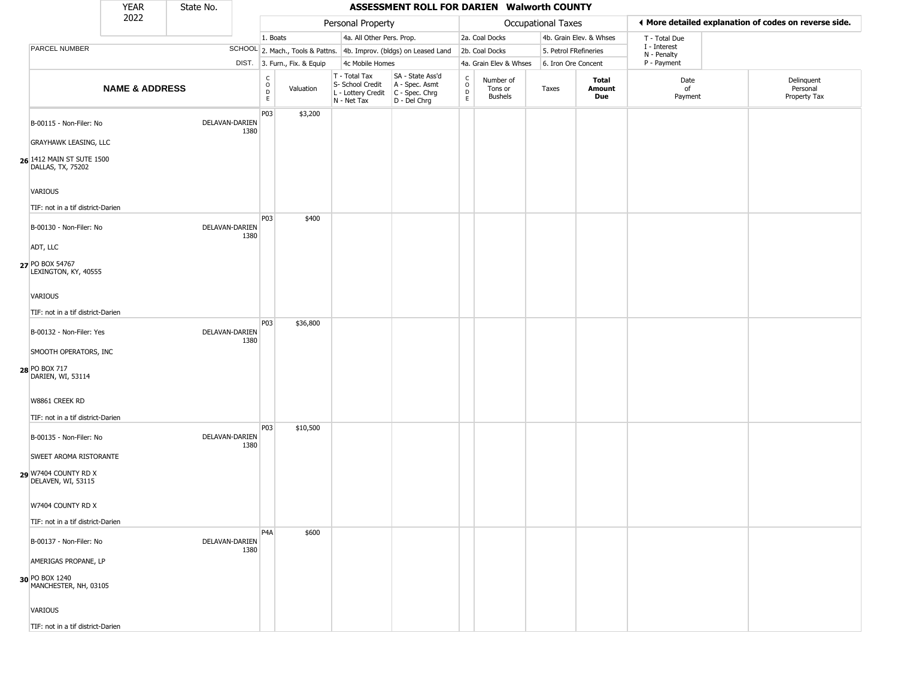# ASSESSMENT ROLL FOR DARIEN Walworth COUNTY

YEAR 2022 | State No.

| | | Personal Property | | | | Occupational Taxes | | | | ◀ More detailed explanation of codes on reverse side. | |
|---|---|---|---|---|---|---|---|---|---|---|---|
| PARCEL NUMBER | SCHOOL DIST. | 1. Boats<br>2. Mach., Tools & Pattns.<br>3. Furn., Fix. & Equip | | 4a. All Other Pers. Prop.<br>4b. Improv. (bldgs) on Leased Land<br>4c Mobile Homes | | 2a. Coal Docks<br>2b. Coal Docks<br>4a. Grain Elev & Whses | | 4b. Grain Elev. & Whses<br>5. Petrol FRefineries<br>6. Iron Ore Concent | | T - Total Due<br>I - Interest<br>N - Penalty<br>P - Payment | |
| **NAME & ADDRESS** | | CODE | Valuation | T - Total Tax<br>S- School Credit<br>L - Lottery Credit<br>N - Net Tax | SA - State Ass'd<br>A - Spec. Asmt<br>C - Spec. Chrg<br>D - Del Chrg | CODE | Number of Tons or Bushels | Taxes | **Total Amount Due** | Date of Payment | Delinquent Personal Property Tax |
| **26** B-00115 - Non-Filer: No<br>GRAYHAWK LEASING, LLC<br>1412 MAIN ST SUTE 1500<br>DALLAS, TX, 75202<br>VARIOUS<br>TIF: not in a tif district-Darien | DELAVAN-DARIEN 1380 | P03 | $3,200 | | | | | | | | |
| **27** B-00130 - Non-Filer: No<br>ADT, LLC<br>PO BOX 54767<br>LEXINGTON, KY, 40555<br>VARIOUS<br>TIF: not in a tif district-Darien | DELAVAN-DARIEN 1380 | P03 | $400 | | | | | | | | |
| **28** B-00132 - Non-Filer: Yes<br>SMOOTH OPERATORS, INC<br>PO BOX 717<br>DARIEN, WI, 53114<br>W8861 CREEK RD<br>TIF: not in a tif district-Darien | DELAVAN-DARIEN 1380 | P03 | $36,800 | | | | | | | | |
| **29** B-00135 - Non-Filer: No<br>SWEET AROMA RISTORANTE<br>W7404 COUNTY RD X<br>DELAVEN, WI, 53115<br>W7404 COUNTY RD X<br>TIF: not in a tif district-Darien | DELAVAN-DARIEN 1380 | P03 | $10,500 | | | | | | | | |
| **30** B-00137 - Non-Filer: No<br>AMERIGAS PROPANE, LP<br>PO BOX 1240<br>MANCHESTER, NH, 03105<br>VARIOUS<br>TIF: not in a tif district-Darien | DELAVAN-DARIEN 1380 | P4A | $600 | | | | | | | | |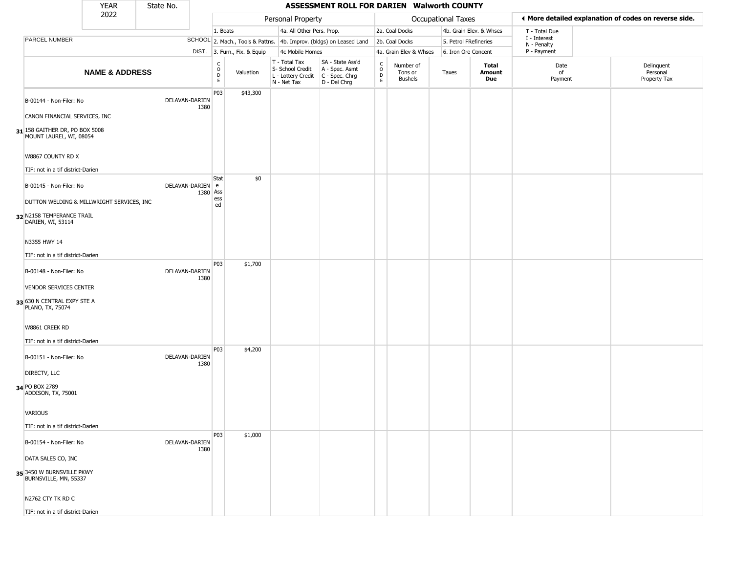| YEAR 2022 | State No. | ASSESSMENT ROLL FOR DARIEN Walworth COUNTY | | | | | | | | | | |
|---|---|---|---|---|---|---|---|---|---|---|---|---|

| | | | Personal Property | | | | Occupational Taxes | | | | ◀ More detailed explanation of codes on reverse side. | |
|---|---|---|---|---|---|---|---|---|---|---|---|---|
| | | | 1. Boats | | 4a. All Other Pers. Prop. | | 2a. Coal Docks | | 4b. Grain Elev. & Whses | | T - Total Due | |
| PARCEL NUMBER | SCHOOL | | 2. Mach., Tools & Pattns. | | 4b. Improv. (bldgs) on Leased Land | | 2b. Coal Docks | | 5. Petrol FRefineries | | I - Interest, N - Penalty | |
| | DIST. | | 3. Furn., Fix. & Equip | | 4c Mobile Homes | | 4a. Grain Elev & Whses | | 6. Iron Ore Concent | | P - Payment | |
| **NAME & ADDRESS** | | CODE | Valuation | T - Total Tax, S- School Credit, L - Lottery Credit, N - Net Tax | SA - State Ass'd, A - Spec. Asmt, C - Spec. Chrg, D - Del Chrg | CODE | Number of Tons or Bushels | Taxes | **Total Amount Due** | Date of Payment | Delinquent Personal Property Tax |
| 31 B-00144 - Non-Filer: No<br>CANON FINANCIAL SERVICES, INC<br>158 GAITHER DR, PO BOX 5008<br>MOUNT LAUREL, WI, 08054<br>W8867 COUNTY RD X<br>TIF: not in a tif district-Darien | DELAVAN-DARIEN 1380 | P03 | $43,300 | | | | | | | | |
| 32 B-00145 - Non-Filer: No<br>DUTTON WELDING & MILLWRIGHT SERVICES, INC<br>N2158 TEMPERANCE TRAIL<br>DARIEN, WI, 53114<br>N3355 HWY 14<br>TIF: not in a tif district-Darien | DELAVAN-DARIEN 1380 | State Assessed | $0 | | | | | | | | |
| 33 B-00148 - Non-Filer: No<br>VENDOR SERVICES CENTER<br>630 N CENTRAL EXPY STE A<br>PLANO, TX, 75074<br>W8861 CREEK RD<br>TIF: not in a tif district-Darien | DELAVAN-DARIEN 1380 | P03 | $1,700 | | | | | | | | |
| 34 B-00151 - Non-Filer: No<br>DIRECTV, LLC<br>PO BOX 2789<br>ADDISON, TX, 75001<br>VARIOUS<br>TIF: not in a tif district-Darien | DELAVAN-DARIEN 1380 | P03 | $4,200 | | | | | | | | |
| 35 B-00154 - Non-Filer: No<br>DATA SALES CO, INC<br>3450 W BURNSVILLE PKWY<br>BURNSVILLE, MN, 55337<br>N2762 CTY TK RD C<br>TIF: not in a tif district-Darien | DELAVAN-DARIEN 1380 | P03 | $1,000 | | | | | | | | |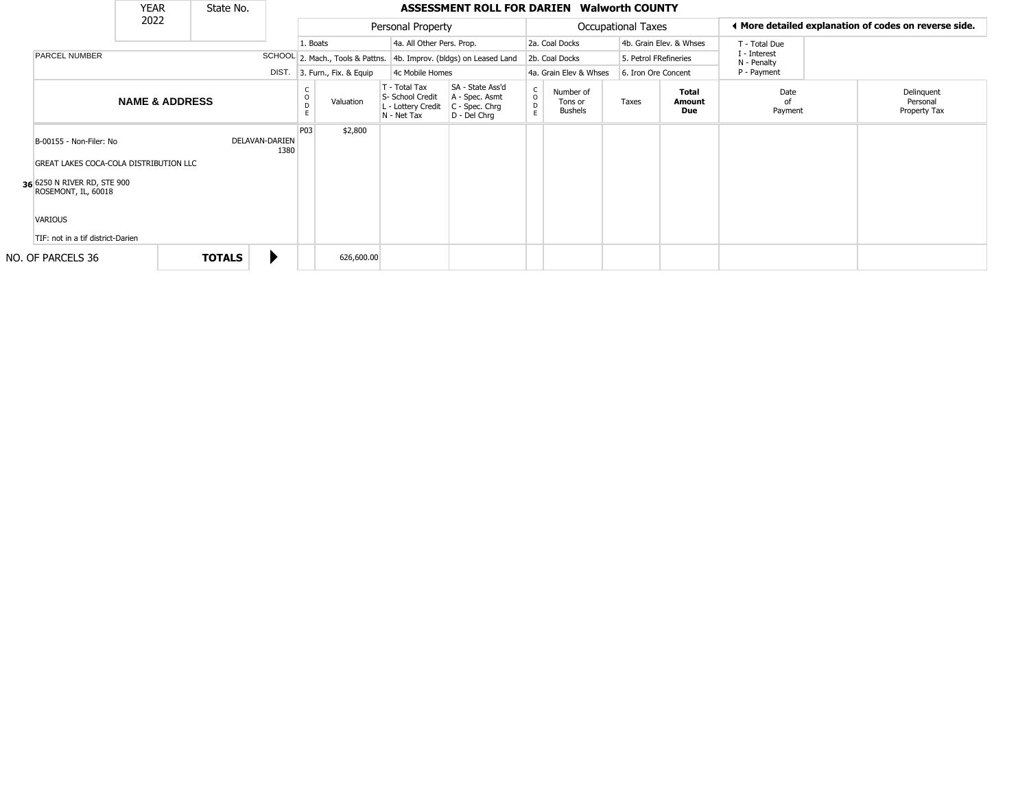| YEAR 2022 | State No. | | **ASSESSMENT ROLL FOR DARIEN Walworth COUNTY** | | | | | | | | | |
|---|---|---|---|---|---|---|---|---|---|---|---|---|

| | | Personal Property | | | Occupational Taxes | | **◄ More detailed explanation of codes on reverse side.** |
|---|---|---|---|---|---|---|---|
| | | 1. Boats | 4a. All Other Pers. Prop. | | 2a. Coal Docks | 4b. Grain Elev. & Whses | T - Total Due |
| PARCEL NUMBER | SCHOOL | 2. Mach., Tools & Pattns. | 4b. Improv. (bldgs) on Leased Land | | 2b. Coal Docks | 5. Petrol FRefineries | I - Interest<br>N - Penalty |
| | DIST. | 3. Furn., Fix. & Equip | 4c Mobile Homes | | 4a. Grain Elev & Whses | 6. Iron Ore Concent | P - Payment |

| **NAME & ADDRESS** | | CODE | Valuation | T - Total Tax<br>S- School Credit<br>L - Lottery Credit<br>N - Net Tax | SA - State Ass'd<br>A - Spec. Asmt<br>C - Spec. Chrg<br>D - Del Chrg | CODE | Number of Tons or Bushels | Taxes | **Total Amount Due** | Date of Payment | Delinquent Personal Property Tax |
|---|---|---|---|---|---|---|---|---|---|---|---|
| 36 B-00155 - Non-Filer: No<br>GREAT LAKES COCA-COLA DISTRIBUTION LLC<br>6250 N RIVER RD, STE 900<br>ROSEMONT, IL, 60018<br>VARIOUS<br>TIF: not in a tif district-Darien | DELAVAN-DARIEN 1380 | P03 | $2,800 | | | | | | | | |
| NO. OF PARCELS 36 | **TOTALS** ▶ | | 626,600.00 | | | | | | | | |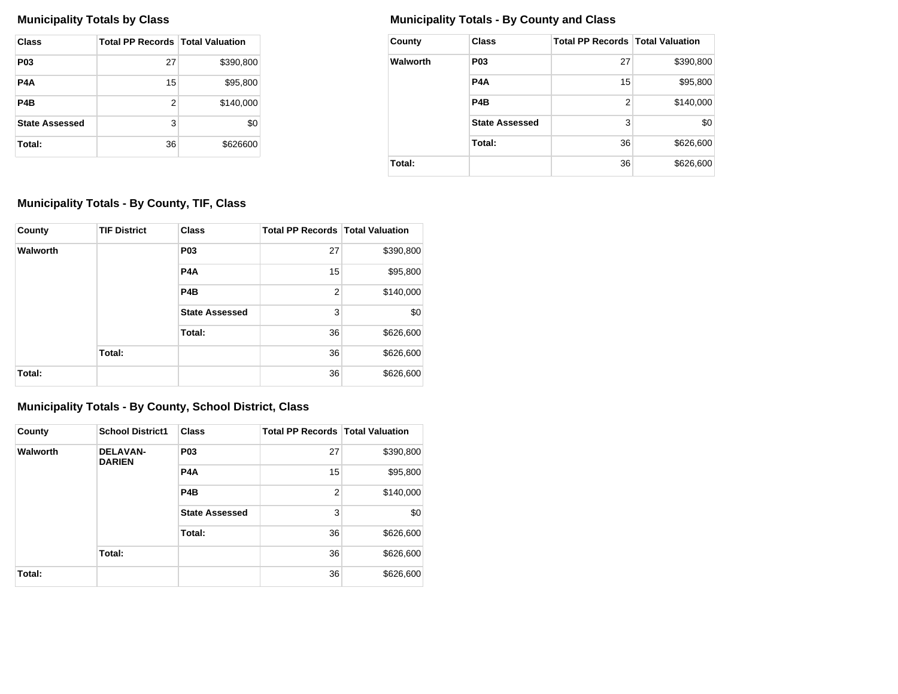### Municipality Totals by Class

| Class | Total PP Records | Total Valuation |
|---|---|---|
| **P03** | 27 | $390,800 |
| **P4A** | 15 | $95,800 |
| **P4B** | 2 | $140,000 |
| **State Assessed** | 3 | $0 |
| **Total:** | 36 | $626600 |

### Municipality Totals - By County and Class

| County | Class | Total PP Records | Total Valuation |
|---|---|---|---|
| **Walworth** | **P03** | 27 | $390,800 |
| | **P4A** | 15 | $95,800 |
| | **P4B** | 2 | $140,000 |
| | **State Assessed** | 3 | $0 |
| | **Total:** | 36 | $626,600 |
| **Total:** | | 36 | $626,600 |

### Municipality Totals - By County, TIF, Class

| County | TIF District | Class | Total PP Records | Total Valuation |
|---|---|---|---|---|
| **Walworth** | | **P03** | 27 | $390,800 |
| | | **P4A** | 15 | $95,800 |
| | | **P4B** | 2 | $140,000 |
| | | **State Assessed** | 3 | $0 |
| | | **Total:** | 36 | $626,600 |
| | **Total:** | | 36 | $626,600 |
| **Total:** | | | 36 | $626,600 |

### Municipality Totals - By County, School District, Class

| County | School District1 | Class | Total PP Records | Total Valuation |
|---|---|---|---|---|
| **Walworth** | **DELAVAN-DARIEN** | **P03** | 27 | $390,800 |
| | | **P4A** | 15 | $95,800 |
| | | **P4B** | 2 | $140,000 |
| | | **State Assessed** | 3 | $0 |
| | | **Total:** | 36 | $626,600 |
| | **Total:** | | 36 | $626,600 |
| **Total:** | | | 36 | $626,600 |